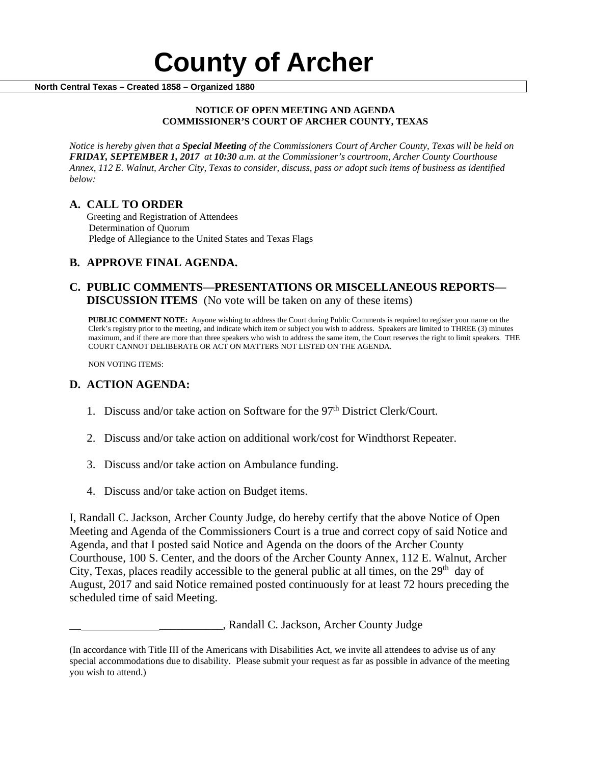# County of Archer

**North Central Texas – Created 1858 – Organized 1880**

**NOTICE OF OPEN MEETING AND AGENDA**
**COMMISSIONER'S COURT OF ARCHER COUNTY, TEXAS**

*Notice is hereby given that a **Special Meeting** of the Commissioners Court of Archer County, Texas will be held on **FRIDAY, SEPTEMBER 1, 2017** at **10:30** a.m. at the Commissioner's courtroom, Archer County Courthouse Annex, 112 E. Walnut, Archer City, Texas to consider, discuss, pass or adopt such items of business as identified below:*

## A. CALL TO ORDER

Greeting and Registration of Attendees
Determination of Quorum
Pledge of Allegiance to the United States and Texas Flags

## B. APPROVE FINAL AGENDA.

## C. PUBLIC COMMENTS—PRESENTATIONS OR MISCELLANEOUS REPORTS—DISCUSSION ITEMS (No vote will be taken on any of these items)

**PUBLIC COMMENT NOTE:** Anyone wishing to address the Court during Public Comments is required to register your name on the Clerk's registry prior to the meeting, and indicate which item or subject you wish to address. Speakers are limited to THREE (3) minutes maximum, and if there are more than three speakers who wish to address the same item, the Court reserves the right to limit speakers. THE COURT CANNOT DELIBERATE OR ACT ON MATTERS NOT LISTED ON THE AGENDA.

NON VOTING ITEMS:

## D. ACTION AGENDA:

1. Discuss and/or take action on Software for the 97th District Clerk/Court.
2. Discuss and/or take action on additional work/cost for Windthorst Repeater.
3. Discuss and/or take action on Ambulance funding.
4. Discuss and/or take action on Budget items.

I, Randall C. Jackson, Archer County Judge, do hereby certify that the above Notice of Open Meeting and Agenda of the Commissioners Court is a true and correct copy of said Notice and Agenda, and that I posted said Notice and Agenda on the doors of the Archer County Courthouse, 100 S. Center, and the doors of the Archer County Annex, 112 E. Walnut, Archer City, Texas, places readily accessible to the general public at all times, on the 29th day of August, 2017 and said Notice remained posted continuously for at least 72 hours preceding the scheduled time of said Meeting.

__________________________, Randall C. Jackson, Archer County Judge

(In accordance with Title III of the Americans with Disabilities Act, we invite all attendees to advise us of any special accommodations due to disability. Please submit your request as far as possible in advance of the meeting you wish to attend.)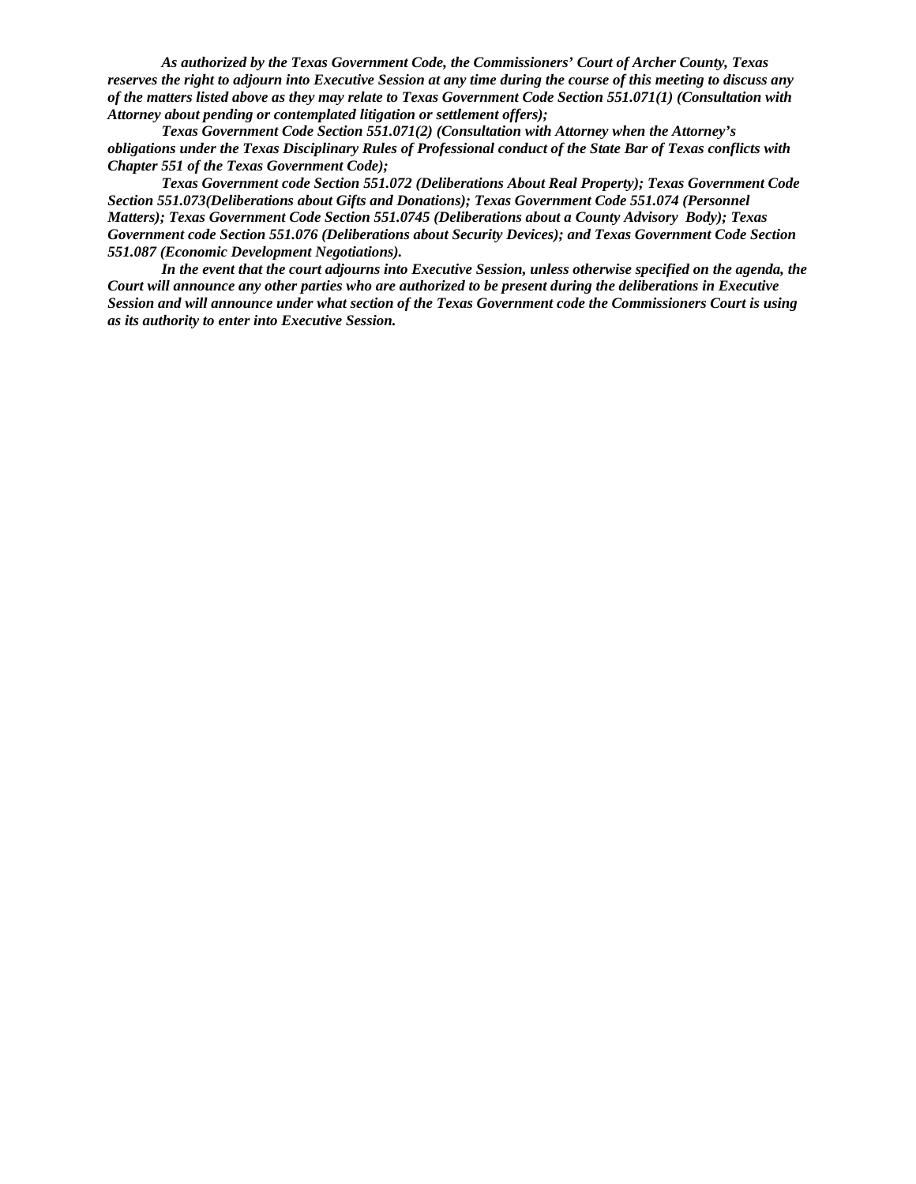***As authorized by the Texas Government Code, the Commissioners' Court of Archer County, Texas reserves the right to adjourn into Executive Session at any time during the course of this meeting to discuss any of the matters listed above as they may relate to Texas Government Code Section 551.071(1) (Consultation with Attorney about pending or contemplated litigation or settlement offers);***

***Texas Government Code Section 551.071(2) (Consultation with Attorney when the Attorney's obligations under the Texas Disciplinary Rules of Professional conduct of the State Bar of Texas conflicts with Chapter 551 of the Texas Government Code);***

***Texas Government code Section 551.072 (Deliberations About Real Property); Texas Government Code Section 551.073(Deliberations about Gifts and Donations); Texas Government Code 551.074 (Personnel Matters); Texas Government Code Section 551.0745 (Deliberations about a County Advisory Body); Texas Government code Section 551.076 (Deliberations about Security Devices); and Texas Government Code Section 551.087 (Economic Development Negotiations).***

***In the event that the court adjourns into Executive Session, unless otherwise specified on the agenda, the Court will announce any other parties who are authorized to be present during the deliberations in Executive Session and will announce under what section of the Texas Government code the Commissioners Court is using as its authority to enter into Executive Session.***